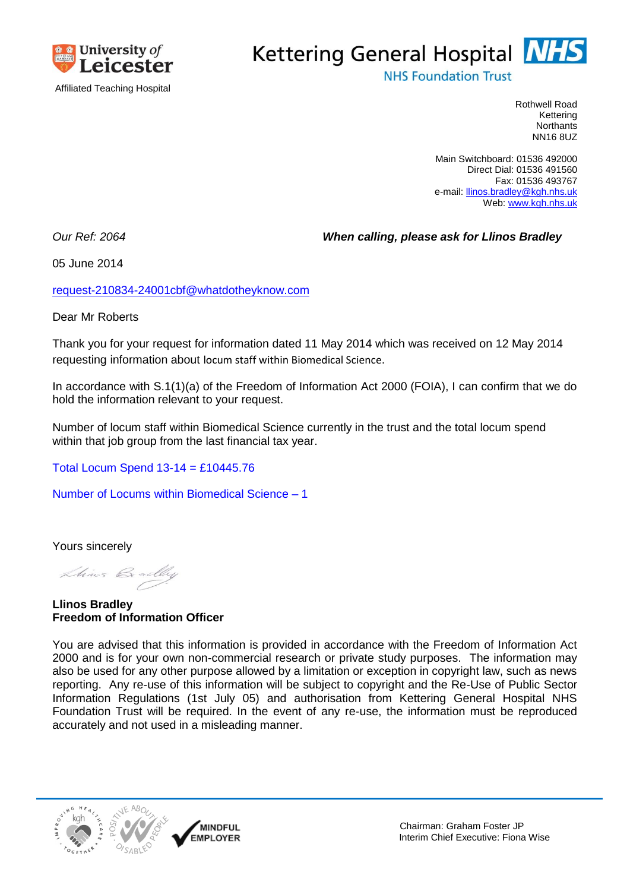University of Leicester

Affiliated Teaching Hospital

Kettering General Hospital NHS

NHS Foundation Trust

Rothwell Road
Kettering
Northants
NN16 8UZ

Main Switchboard: 01536 492000
Direct Dial: 01536 491560
Fax: 01536 493767
e-mail: llinos.bradley@kgh.nhs.uk
Web: www.kgh.nhs.uk

*Our Ref: 2064*

***When calling, please ask for Llinos Bradley***

05 June 2014

request-210834-24001cbf@whatdotheyknow.com

Dear Mr Roberts

Thank you for your request for information dated 11 May 2014 which was received on 12 May 2014 requesting information about locum staff within Biomedical Science.

In accordance with S.1(1)(a) of the Freedom of Information Act 2000 (FOIA), I can confirm that we do hold the information relevant to your request.

Number of locum staff within Biomedical Science currently in the trust and the total locum spend within that job group from the last financial tax year.

Total Locum Spend 13-14 = £10445.76

Number of Locums within Biomedical Science – 1

Yours sincerely

**Llinos Bradley**
**Freedom of Information Officer**

You are advised that this information is provided in accordance with the Freedom of Information Act 2000 and is for your own non-commercial research or private study purposes. The information may also be used for any other purpose allowed by a limitation or exception in copyright law, such as news reporting. Any re-use of this information will be subject to copyright and the Re-Use of Public Sector Information Regulations (1st July 05) and authorisation from Kettering General Hospital NHS Foundation Trust will be required. In the event of any re-use, the information must be reproduced accurately and not used in a misleading manner.

MINDFUL EMPLOYER

Chairman: Graham Foster JP
Interim Chief Executive: Fiona Wise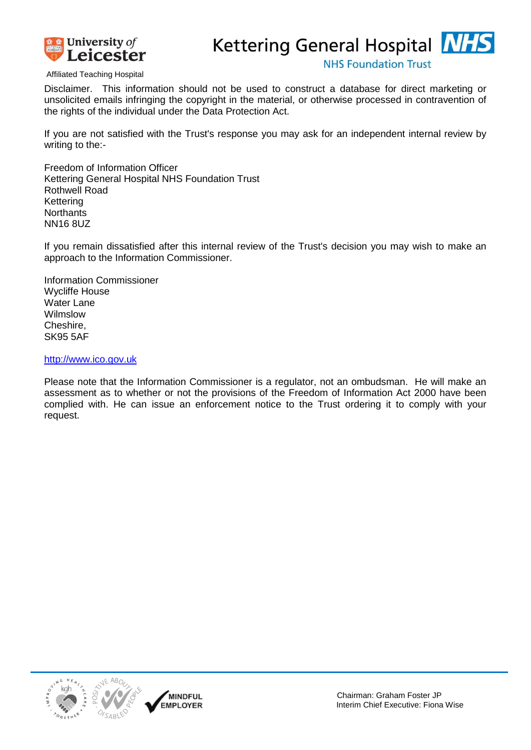Disclaimer. This information should not be used to construct a database for direct marketing or unsolicited emails infringing the copyright in the material, or otherwise processed in contravention of the rights of the individual under the Data Protection Act.

If you are not satisfied with the Trust's response you may ask for an independent internal review by writing to the:-

Freedom of Information Officer
Kettering General Hospital NHS Foundation Trust
Rothwell Road
Kettering
Northants
NN16 8UZ

If you remain dissatisfied after this internal review of the Trust's decision you may wish to make an approach to the Information Commissioner.

Information Commissioner
Wycliffe House
Water Lane
Wilmslow
Cheshire,
SK95 5AF

http://www.ico.gov.uk

Please note that the Information Commissioner is a regulator, not an ombudsman. He will make an assessment as to whether or not the provisions of the Freedom of Information Act 2000 have been complied with. He can issue an enforcement notice to the Trust ordering it to comply with your request.